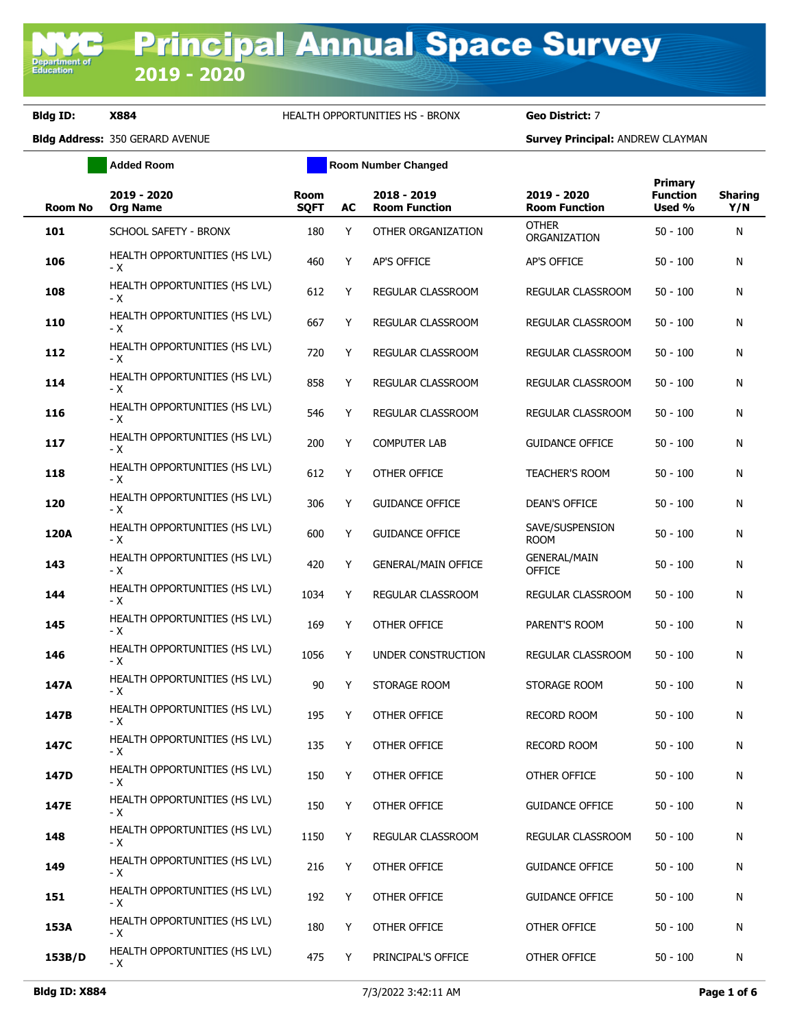# Principal Annual Space Survey 2019 - 2020

**Bldg ID:** X884 HEALTH OPPORTUNITIES HS - BRONX **Geo District:** 7

**Bldg Address:** 350 GERARD AVENUE **Survey Principal:** ANDREW CLAYMAN

Added Room | Room Number Changed

| Room No | 2019 - 2020 Org Name | Room SQFT | AC | 2018 - 2019 Room Function | 2019 - 2020 Room Function | Primary Function Used % | Sharing Y/N |
|---|---|---|---|---|---|---|---|
| 101 | SCHOOL SAFETY - BRONX | 180 | Y | OTHER ORGANIZATION | OTHER ORGANIZATION | 50 - 100 | N |
| 106 | HEALTH OPPORTUNITIES (HS LVL) - X | 460 | Y | AP'S OFFICE | AP'S OFFICE | 50 - 100 | N |
| 108 | HEALTH OPPORTUNITIES (HS LVL) - X | 612 | Y | REGULAR CLASSROOM | REGULAR CLASSROOM | 50 - 100 | N |
| 110 | HEALTH OPPORTUNITIES (HS LVL) - X | 667 | Y | REGULAR CLASSROOM | REGULAR CLASSROOM | 50 - 100 | N |
| 112 | HEALTH OPPORTUNITIES (HS LVL) - X | 720 | Y | REGULAR CLASSROOM | REGULAR CLASSROOM | 50 - 100 | N |
| 114 | HEALTH OPPORTUNITIES (HS LVL) - X | 858 | Y | REGULAR CLASSROOM | REGULAR CLASSROOM | 50 - 100 | N |
| 116 | HEALTH OPPORTUNITIES (HS LVL) - X | 546 | Y | REGULAR CLASSROOM | REGULAR CLASSROOM | 50 - 100 | N |
| 117 | HEALTH OPPORTUNITIES (HS LVL) - X | 200 | Y | COMPUTER LAB | GUIDANCE OFFICE | 50 - 100 | N |
| 118 | HEALTH OPPORTUNITIES (HS LVL) - X | 612 | Y | OTHER OFFICE | TEACHER'S ROOM | 50 - 100 | N |
| 120 | HEALTH OPPORTUNITIES (HS LVL) - X | 306 | Y | GUIDANCE OFFICE | DEAN'S OFFICE | 50 - 100 | N |
| 120A | HEALTH OPPORTUNITIES (HS LVL) - X | 600 | Y | GUIDANCE OFFICE | SAVE/SUSPENSION ROOM | 50 - 100 | N |
| 143 | HEALTH OPPORTUNITIES (HS LVL) - X | 420 | Y | GENERAL/MAIN OFFICE | GENERAL/MAIN OFFICE | 50 - 100 | N |
| 144 | HEALTH OPPORTUNITIES (HS LVL) - X | 1034 | Y | REGULAR CLASSROOM | REGULAR CLASSROOM | 50 - 100 | N |
| 145 | HEALTH OPPORTUNITIES (HS LVL) - X | 169 | Y | OTHER OFFICE | PARENT'S ROOM | 50 - 100 | N |
| 146 | HEALTH OPPORTUNITIES (HS LVL) - X | 1056 | Y | UNDER CONSTRUCTION | REGULAR CLASSROOM | 50 - 100 | N |
| 147A | HEALTH OPPORTUNITIES (HS LVL) - X | 90 | Y | STORAGE ROOM | STORAGE ROOM | 50 - 100 | N |
| 147B | HEALTH OPPORTUNITIES (HS LVL) - X | 195 | Y | OTHER OFFICE | RECORD ROOM | 50 - 100 | N |
| 147C | HEALTH OPPORTUNITIES (HS LVL) - X | 135 | Y | OTHER OFFICE | RECORD ROOM | 50 - 100 | N |
| 147D | HEALTH OPPORTUNITIES (HS LVL) - X | 150 | Y | OTHER OFFICE | OTHER OFFICE | 50 - 100 | N |
| 147E | HEALTH OPPORTUNITIES (HS LVL) - X | 150 | Y | OTHER OFFICE | GUIDANCE OFFICE | 50 - 100 | N |
| 148 | HEALTH OPPORTUNITIES (HS LVL) - X | 1150 | Y | REGULAR CLASSROOM | REGULAR CLASSROOM | 50 - 100 | N |
| 149 | HEALTH OPPORTUNITIES (HS LVL) - X | 216 | Y | OTHER OFFICE | GUIDANCE OFFICE | 50 - 100 | N |
| 151 | HEALTH OPPORTUNITIES (HS LVL) - X | 192 | Y | OTHER OFFICE | GUIDANCE OFFICE | 50 - 100 | N |
| 153A | HEALTH OPPORTUNITIES (HS LVL) - X | 180 | Y | OTHER OFFICE | OTHER OFFICE | 50 - 100 | N |
| 153B/D | HEALTH OPPORTUNITIES (HS LVL) - X | 475 | Y | PRINCIPAL'S OFFICE | OTHER OFFICE | 50 - 100 | N |

Bldg ID: X884 7/3/2022 3:42:11 AM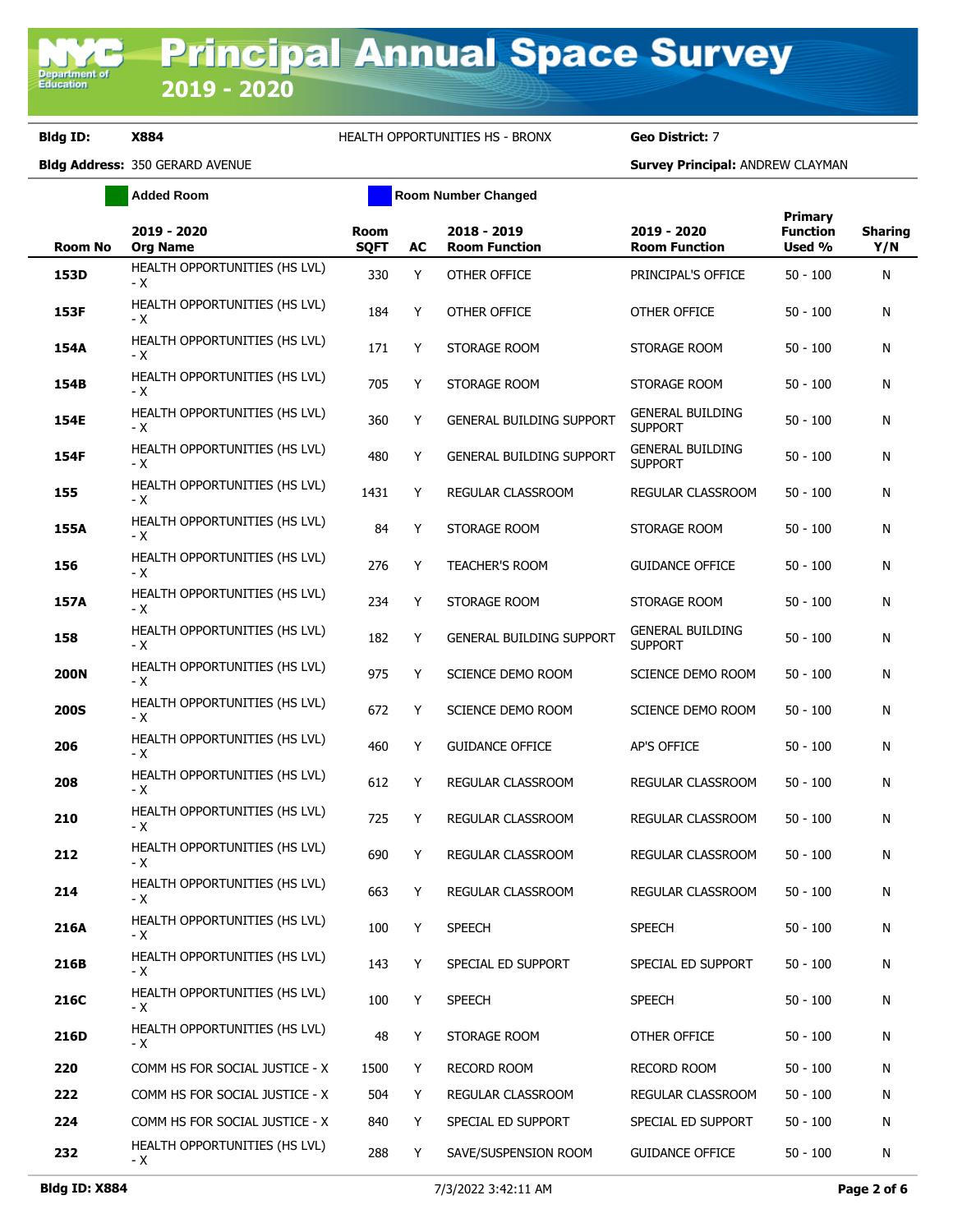# Principal Annual Space Survey 2019 - 2020

**Bldg ID:** X884 HEALTH OPPORTUNITIES HS - BRONX **Geo District:** 7

**Bldg Address:** 350 GERARD AVENUE **Survey Principal:** ANDREW CLAYMAN

Added Room | Room Number Changed

| Room No | 2019 - 2020 Org Name | Room SQFT | AC | 2018 - 2019 Room Function | 2019 - 2020 Room Function | Primary Function Used % | Sharing Y/N |
|---|---|---|---|---|---|---|---|
| 153D | HEALTH OPPORTUNITIES (HS LVL) - X | 330 | Y | OTHER OFFICE | PRINCIPAL'S OFFICE | 50 - 100 | N |
| 153F | HEALTH OPPORTUNITIES (HS LVL) - X | 184 | Y | OTHER OFFICE | OTHER OFFICE | 50 - 100 | N |
| 154A | HEALTH OPPORTUNITIES (HS LVL) - X | 171 | Y | STORAGE ROOM | STORAGE ROOM | 50 - 100 | N |
| 154B | HEALTH OPPORTUNITIES (HS LVL) - X | 705 | Y | STORAGE ROOM | STORAGE ROOM | 50 - 100 | N |
| 154E | HEALTH OPPORTUNITIES (HS LVL) - X | 360 | Y | GENERAL BUILDING SUPPORT | GENERAL BUILDING SUPPORT | 50 - 100 | N |
| 154F | HEALTH OPPORTUNITIES (HS LVL) - X | 480 | Y | GENERAL BUILDING SUPPORT | GENERAL BUILDING SUPPORT | 50 - 100 | N |
| 155 | HEALTH OPPORTUNITIES (HS LVL) - X | 1431 | Y | REGULAR CLASSROOM | REGULAR CLASSROOM | 50 - 100 | N |
| 155A | HEALTH OPPORTUNITIES (HS LVL) - X | 84 | Y | STORAGE ROOM | STORAGE ROOM | 50 - 100 | N |
| 156 | HEALTH OPPORTUNITIES (HS LVL) - X | 276 | Y | TEACHER'S ROOM | GUIDANCE OFFICE | 50 - 100 | N |
| 157A | HEALTH OPPORTUNITIES (HS LVL) - X | 234 | Y | STORAGE ROOM | STORAGE ROOM | 50 - 100 | N |
| 158 | HEALTH OPPORTUNITIES (HS LVL) - X | 182 | Y | GENERAL BUILDING SUPPORT | GENERAL BUILDING SUPPORT | 50 - 100 | N |
| 200N | HEALTH OPPORTUNITIES (HS LVL) - X | 975 | Y | SCIENCE DEMO ROOM | SCIENCE DEMO ROOM | 50 - 100 | N |
| 200S | HEALTH OPPORTUNITIES (HS LVL) - X | 672 | Y | SCIENCE DEMO ROOM | SCIENCE DEMO ROOM | 50 - 100 | N |
| 206 | HEALTH OPPORTUNITIES (HS LVL) - X | 460 | Y | GUIDANCE OFFICE | AP'S OFFICE | 50 - 100 | N |
| 208 | HEALTH OPPORTUNITIES (HS LVL) - X | 612 | Y | REGULAR CLASSROOM | REGULAR CLASSROOM | 50 - 100 | N |
| 210 | HEALTH OPPORTUNITIES (HS LVL) - X | 725 | Y | REGULAR CLASSROOM | REGULAR CLASSROOM | 50 - 100 | N |
| 212 | HEALTH OPPORTUNITIES (HS LVL) - X | 690 | Y | REGULAR CLASSROOM | REGULAR CLASSROOM | 50 - 100 | N |
| 214 | HEALTH OPPORTUNITIES (HS LVL) - X | 663 | Y | REGULAR CLASSROOM | REGULAR CLASSROOM | 50 - 100 | N |
| 216A | HEALTH OPPORTUNITIES (HS LVL) - X | 100 | Y | SPEECH | SPEECH | 50 - 100 | N |
| 216B | HEALTH OPPORTUNITIES (HS LVL) - X | 143 | Y | SPECIAL ED SUPPORT | SPECIAL ED SUPPORT | 50 - 100 | N |
| 216C | HEALTH OPPORTUNITIES (HS LVL) - X | 100 | Y | SPEECH | SPEECH | 50 - 100 | N |
| 216D | HEALTH OPPORTUNITIES (HS LVL) - X | 48 | Y | STORAGE ROOM | OTHER OFFICE | 50 - 100 | N |
| 220 | COMM HS FOR SOCIAL JUSTICE - X | 1500 | Y | RECORD ROOM | RECORD ROOM | 50 - 100 | N |
| 222 | COMM HS FOR SOCIAL JUSTICE - X | 504 | Y | REGULAR CLASSROOM | REGULAR CLASSROOM | 50 - 100 | N |
| 224 | COMM HS FOR SOCIAL JUSTICE - X | 840 | Y | SPECIAL ED SUPPORT | SPECIAL ED SUPPORT | 50 - 100 | N |
| 232 | HEALTH OPPORTUNITIES (HS LVL) - X | 288 | Y | SAVE/SUSPENSION ROOM | GUIDANCE OFFICE | 50 - 100 | N |

**Bldg ID: X884** 7/3/2022 3:42:11 AM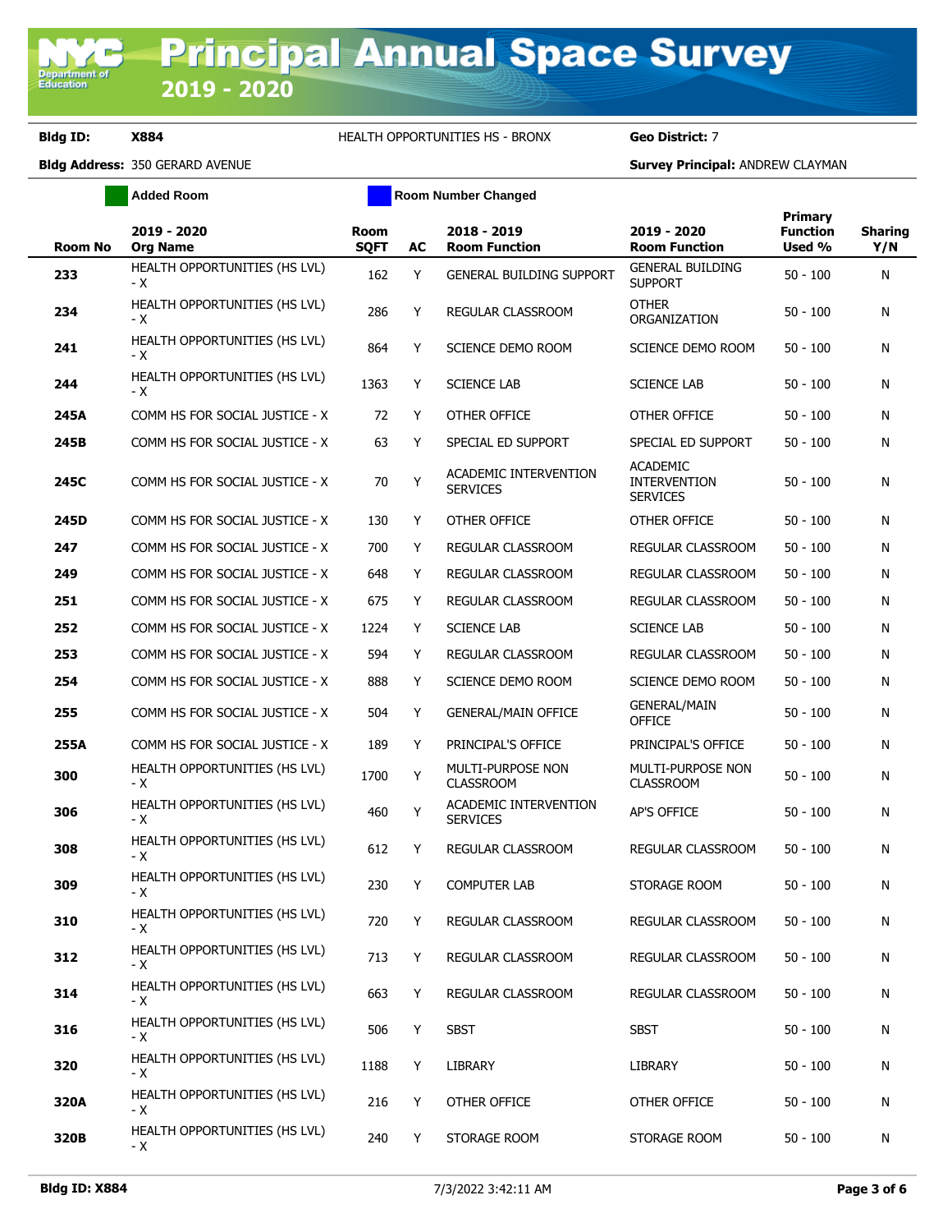# Principal Annual Space Survey 2019 - 2020

**Bldg ID:** X884 HEALTH OPPORTUNITIES HS - BRONX **Geo District:** 7

**Bldg Address:** 350 GERARD AVENUE **Survey Principal:** ANDREW CLAYMAN

Added Room | Room Number Changed

| Room No | 2019 - 2020 Org Name | Room SQFT | AC | 2018 - 2019 Room Function | 2019 - 2020 Room Function | Primary Function Used % | Sharing Y/N |
|---|---|---|---|---|---|---|---|
| 233 | HEALTH OPPORTUNITIES (HS LVL) - X | 162 | Y | GENERAL BUILDING SUPPORT | GENERAL BUILDING SUPPORT | 50 - 100 | N |
| 234 | HEALTH OPPORTUNITIES (HS LVL) - X | 286 | Y | REGULAR CLASSROOM | OTHER ORGANIZATION | 50 - 100 | N |
| 241 | HEALTH OPPORTUNITIES (HS LVL) - X | 864 | Y | SCIENCE DEMO ROOM | SCIENCE DEMO ROOM | 50 - 100 | N |
| 244 | HEALTH OPPORTUNITIES (HS LVL) - X | 1363 | Y | SCIENCE LAB | SCIENCE LAB | 50 - 100 | N |
| 245A | COMM HS FOR SOCIAL JUSTICE - X | 72 | Y | OTHER OFFICE | OTHER OFFICE | 50 - 100 | N |
| 245B | COMM HS FOR SOCIAL JUSTICE - X | 63 | Y | SPECIAL ED SUPPORT | SPECIAL ED SUPPORT | 50 - 100 | N |
| 245C | COMM HS FOR SOCIAL JUSTICE - X | 70 | Y | ACADEMIC INTERVENTION SERVICES | ACADEMIC INTERVENTION SERVICES | 50 - 100 | N |
| 245D | COMM HS FOR SOCIAL JUSTICE - X | 130 | Y | OTHER OFFICE | OTHER OFFICE | 50 - 100 | N |
| 247 | COMM HS FOR SOCIAL JUSTICE - X | 700 | Y | REGULAR CLASSROOM | REGULAR CLASSROOM | 50 - 100 | N |
| 249 | COMM HS FOR SOCIAL JUSTICE - X | 648 | Y | REGULAR CLASSROOM | REGULAR CLASSROOM | 50 - 100 | N |
| 251 | COMM HS FOR SOCIAL JUSTICE - X | 675 | Y | REGULAR CLASSROOM | REGULAR CLASSROOM | 50 - 100 | N |
| 252 | COMM HS FOR SOCIAL JUSTICE - X | 1224 | Y | SCIENCE LAB | SCIENCE LAB | 50 - 100 | N |
| 253 | COMM HS FOR SOCIAL JUSTICE - X | 594 | Y | REGULAR CLASSROOM | REGULAR CLASSROOM | 50 - 100 | N |
| 254 | COMM HS FOR SOCIAL JUSTICE - X | 888 | Y | SCIENCE DEMO ROOM | SCIENCE DEMO ROOM | 50 - 100 | N |
| 255 | COMM HS FOR SOCIAL JUSTICE - X | 504 | Y | GENERAL/MAIN OFFICE | GENERAL/MAIN OFFICE | 50 - 100 | N |
| 255A | COMM HS FOR SOCIAL JUSTICE - X | 189 | Y | PRINCIPAL'S OFFICE | PRINCIPAL'S OFFICE | 50 - 100 | N |
| 300 | HEALTH OPPORTUNITIES (HS LVL) - X | 1700 | Y | MULTI-PURPOSE NON CLASSROOM | MULTI-PURPOSE NON CLASSROOM | 50 - 100 | N |
| 306 | HEALTH OPPORTUNITIES (HS LVL) - X | 460 | Y | ACADEMIC INTERVENTION SERVICES | AP'S OFFICE | 50 - 100 | N |
| 308 | HEALTH OPPORTUNITIES (HS LVL) - X | 612 | Y | REGULAR CLASSROOM | REGULAR CLASSROOM | 50 - 100 | N |
| 309 | HEALTH OPPORTUNITIES (HS LVL) - X | 230 | Y | COMPUTER LAB | STORAGE ROOM | 50 - 100 | N |
| 310 | HEALTH OPPORTUNITIES (HS LVL) - X | 720 | Y | REGULAR CLASSROOM | REGULAR CLASSROOM | 50 - 100 | N |
| 312 | HEALTH OPPORTUNITIES (HS LVL) - X | 713 | Y | REGULAR CLASSROOM | REGULAR CLASSROOM | 50 - 100 | N |
| 314 | HEALTH OPPORTUNITIES (HS LVL) - X | 663 | Y | REGULAR CLASSROOM | REGULAR CLASSROOM | 50 - 100 | N |
| 316 | HEALTH OPPORTUNITIES (HS LVL) - X | 506 | Y | SBST | SBST | 50 - 100 | N |
| 320 | HEALTH OPPORTUNITIES (HS LVL) - X | 1188 | Y | LIBRARY | LIBRARY | 50 - 100 | N |
| 320A | HEALTH OPPORTUNITIES (HS LVL) - X | 216 | Y | OTHER OFFICE | OTHER OFFICE | 50 - 100 | N |
| 320B | HEALTH OPPORTUNITIES (HS LVL) - X | 240 | Y | STORAGE ROOM | STORAGE ROOM | 50 - 100 | N |

Bldg ID: X884 7/3/2022 3:42:11 AM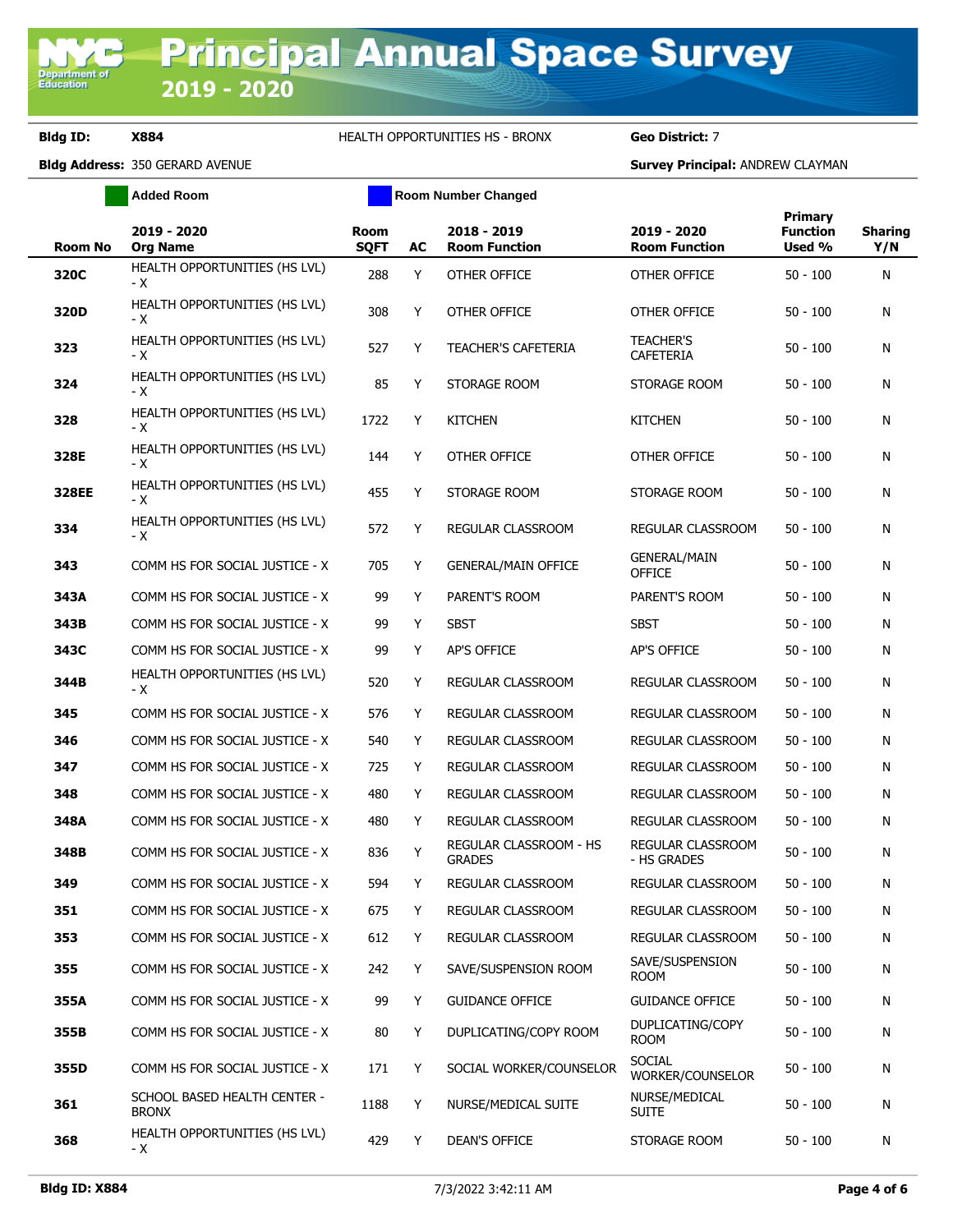# Principal Annual Space Survey

## 2019 - 2020

**Bldg ID:** X884 HEALTH OPPORTUNITIES HS - BRONX **Geo District:** 7

**Bldg Address:** 350 GERARD AVENUE **Survey Principal:** ANDREW CLAYMAN

Added Room | Room Number Changed

| Room No | 2019 - 2020 Org Name | Room SQFT | AC | 2018 - 2019 Room Function | 2019 - 2020 Room Function | Primary Function Used % | Sharing Y/N |
|---|---|---|---|---|---|---|---|
| 320C | HEALTH OPPORTUNITIES (HS LVL) - X | 288 | Y | OTHER OFFICE | OTHER OFFICE | 50 - 100 | N |
| 320D | HEALTH OPPORTUNITIES (HS LVL) - X | 308 | Y | OTHER OFFICE | OTHER OFFICE | 50 - 100 | N |
| 323 | HEALTH OPPORTUNITIES (HS LVL) - X | 527 | Y | TEACHER'S CAFETERIA | TEACHER'S CAFETERIA | 50 - 100 | N |
| 324 | HEALTH OPPORTUNITIES (HS LVL) - X | 85 | Y | STORAGE ROOM | STORAGE ROOM | 50 - 100 | N |
| 328 | HEALTH OPPORTUNITIES (HS LVL) - X | 1722 | Y | KITCHEN | KITCHEN | 50 - 100 | N |
| 328E | HEALTH OPPORTUNITIES (HS LVL) - X | 144 | Y | OTHER OFFICE | OTHER OFFICE | 50 - 100 | N |
| 328EE | HEALTH OPPORTUNITIES (HS LVL) - X | 455 | Y | STORAGE ROOM | STORAGE ROOM | 50 - 100 | N |
| 334 | HEALTH OPPORTUNITIES (HS LVL) - X | 572 | Y | REGULAR CLASSROOM | REGULAR CLASSROOM | 50 - 100 | N |
| 343 | COMM HS FOR SOCIAL JUSTICE - X | 705 | Y | GENERAL/MAIN OFFICE | GENERAL/MAIN OFFICE | 50 - 100 | N |
| 343A | COMM HS FOR SOCIAL JUSTICE - X | 99 | Y | PARENT'S ROOM | PARENT'S ROOM | 50 - 100 | N |
| 343B | COMM HS FOR SOCIAL JUSTICE - X | 99 | Y | SBST | SBST | 50 - 100 | N |
| 343C | COMM HS FOR SOCIAL JUSTICE - X | 99 | Y | AP'S OFFICE | AP'S OFFICE | 50 - 100 | N |
| 344B | HEALTH OPPORTUNITIES (HS LVL) - X | 520 | Y | REGULAR CLASSROOM | REGULAR CLASSROOM | 50 - 100 | N |
| 345 | COMM HS FOR SOCIAL JUSTICE - X | 576 | Y | REGULAR CLASSROOM | REGULAR CLASSROOM | 50 - 100 | N |
| 346 | COMM HS FOR SOCIAL JUSTICE - X | 540 | Y | REGULAR CLASSROOM | REGULAR CLASSROOM | 50 - 100 | N |
| 347 | COMM HS FOR SOCIAL JUSTICE - X | 725 | Y | REGULAR CLASSROOM | REGULAR CLASSROOM | 50 - 100 | N |
| 348 | COMM HS FOR SOCIAL JUSTICE - X | 480 | Y | REGULAR CLASSROOM | REGULAR CLASSROOM | 50 - 100 | N |
| 348A | COMM HS FOR SOCIAL JUSTICE - X | 480 | Y | REGULAR CLASSROOM | REGULAR CLASSROOM | 50 - 100 | N |
| 348B | COMM HS FOR SOCIAL JUSTICE - X | 836 | Y | REGULAR CLASSROOM - HS GRADES | REGULAR CLASSROOM - HS GRADES | 50 - 100 | N |
| 349 | COMM HS FOR SOCIAL JUSTICE - X | 594 | Y | REGULAR CLASSROOM | REGULAR CLASSROOM | 50 - 100 | N |
| 351 | COMM HS FOR SOCIAL JUSTICE - X | 675 | Y | REGULAR CLASSROOM | REGULAR CLASSROOM | 50 - 100 | N |
| 353 | COMM HS FOR SOCIAL JUSTICE - X | 612 | Y | REGULAR CLASSROOM | REGULAR CLASSROOM | 50 - 100 | N |
| 355 | COMM HS FOR SOCIAL JUSTICE - X | 242 | Y | SAVE/SUSPENSION ROOM | SAVE/SUSPENSION ROOM | 50 - 100 | N |
| 355A | COMM HS FOR SOCIAL JUSTICE - X | 99 | Y | GUIDANCE OFFICE | GUIDANCE OFFICE | 50 - 100 | N |
| 355B | COMM HS FOR SOCIAL JUSTICE - X | 80 | Y | DUPLICATING/COPY ROOM | DUPLICATING/COPY ROOM | 50 - 100 | N |
| 355D | COMM HS FOR SOCIAL JUSTICE - X | 171 | Y | SOCIAL WORKER/COUNSELOR | SOCIAL WORKER/COUNSELOR | 50 - 100 | N |
| 361 | SCHOOL BASED HEALTH CENTER - BRONX | 1188 | Y | NURSE/MEDICAL SUITE | NURSE/MEDICAL SUITE | 50 - 100 | N |
| 368 | HEALTH OPPORTUNITIES (HS LVL) - X | 429 | Y | DEAN'S OFFICE | STORAGE ROOM | 50 - 100 | N |

Bldg ID: X884 7/3/2022 3:42:11 AM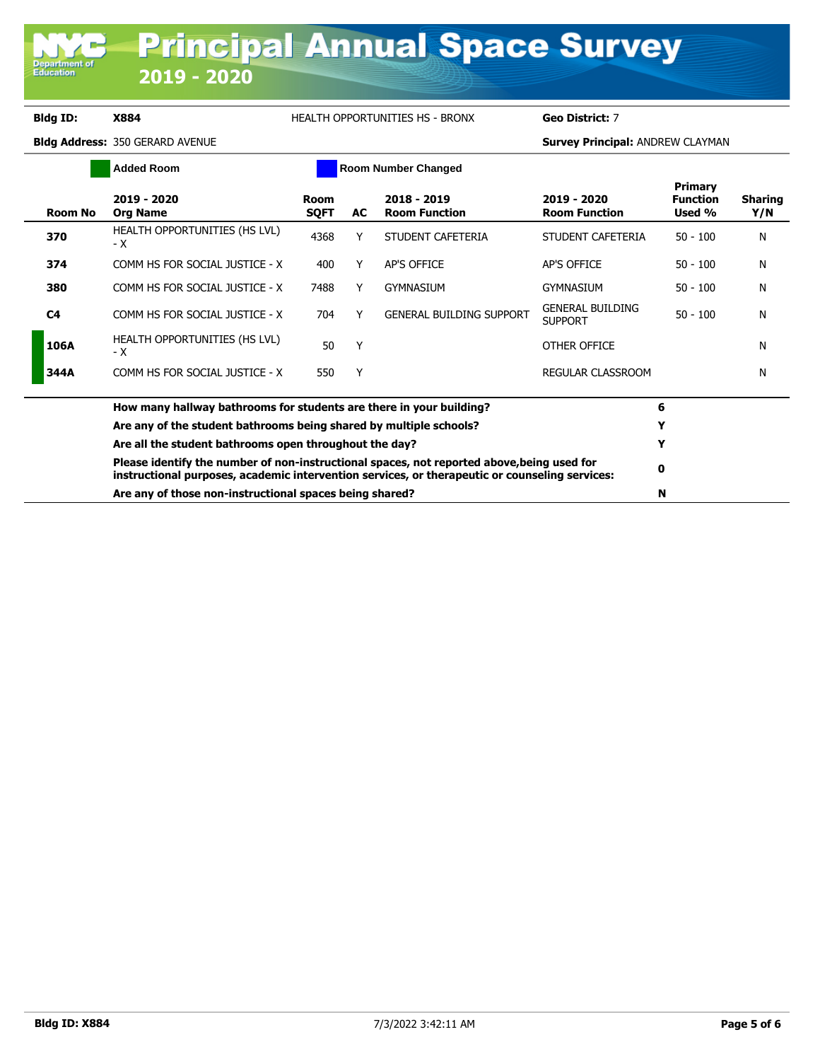# Principal Annual Space Survey 2019 - 2020

**Bldg ID:** X884 HEALTH OPPORTUNITIES HS - BRONX **Geo District:** 7

**Bldg Address:** 350 GERARD AVENUE **Survey Principal:** ANDREW CLAYMAN

Added Room | Room Number Changed

| Room No | 2019 - 2020 Org Name | Room SQFT | AC | 2018 - 2019 Room Function | 2019 - 2020 Room Function | Primary Function Used % | Sharing Y/N |
|---|---|---|---|---|---|---|---|
| 370 | HEALTH OPPORTUNITIES (HS LVL) - X | 4368 | Y | STUDENT CAFETERIA | STUDENT CAFETERIA | 50 - 100 | N |
| 374 | COMM HS FOR SOCIAL JUSTICE - X | 400 | Y | AP'S OFFICE | AP'S OFFICE | 50 - 100 | N |
| 380 | COMM HS FOR SOCIAL JUSTICE - X | 7488 | Y | GYMNASIUM | GYMNASIUM | 50 - 100 | N |
| C4 | COMM HS FOR SOCIAL JUSTICE - X | 704 | Y | GENERAL BUILDING SUPPORT | GENERAL BUILDING SUPPORT | 50 - 100 | N |
| 106A | HEALTH OPPORTUNITIES (HS LVL) - X | 50 | Y | | OTHER OFFICE | | N |
| 344A | COMM HS FOR SOCIAL JUSTICE - X | 550 | Y | | REGULAR CLASSROOM | | N |

| Question | Answer |
|---|---|
| How many hallway bathrooms for students are there in your building? | 6 |
| Are any of the student bathrooms being shared by multiple schools? | Y |
| Are all the student bathrooms open throughout the day? | Y |
| Please identify the number of non-instructional spaces, not reported above,being used for instructional purposes, academic intervention services, or therapeutic or counseling services: | 0 |
| Are any of those non-instructional spaces being shared? | N |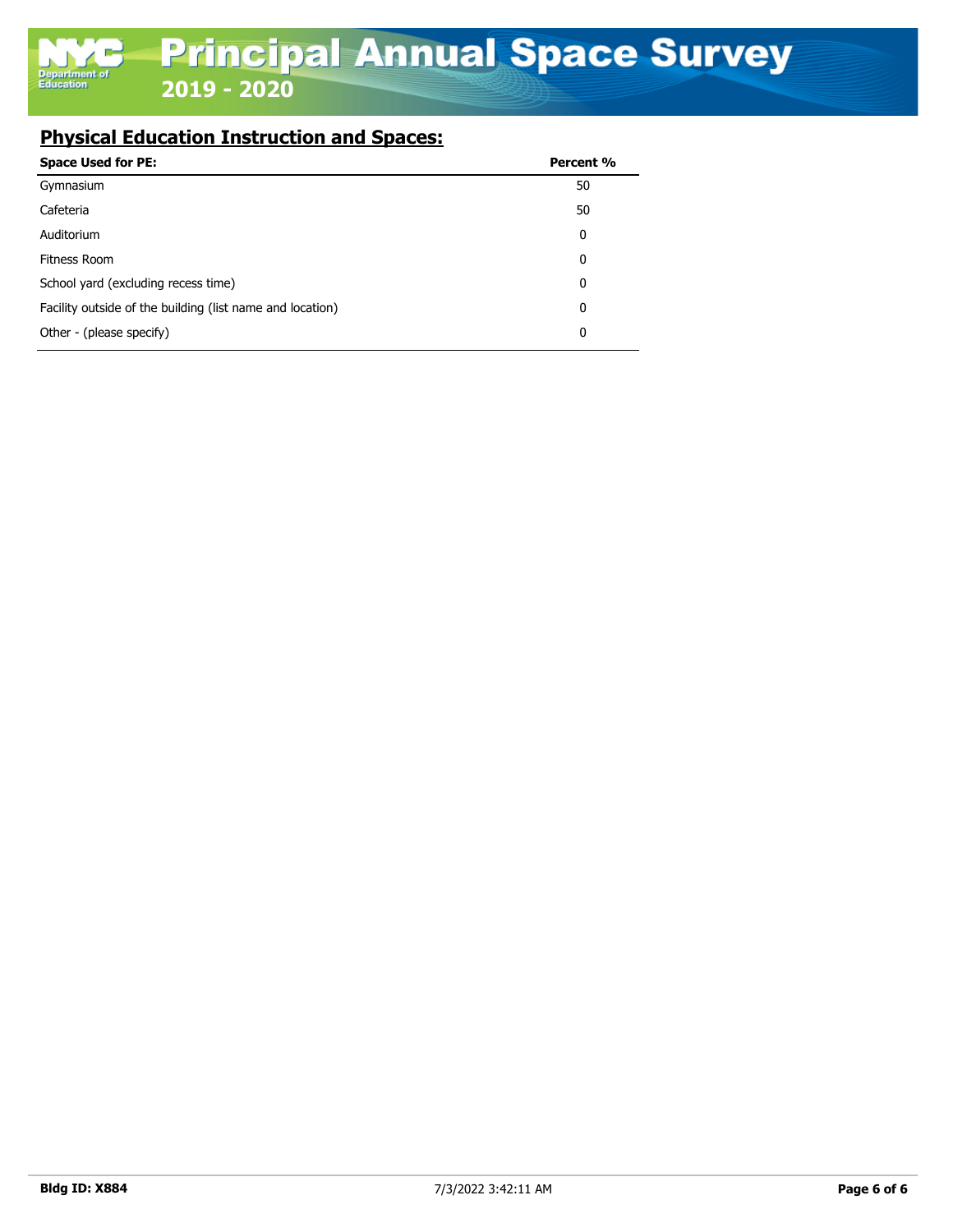## Physical Education Instruction and Spaces:

| Space Used for PE: | Percent % |
|---|---|
| Gymnasium | 50 |
| Cafeteria | 50 |
| Auditorium | 0 |
| Fitness Room | 0 |
| School yard (excluding recess time) | 0 |
| Facility outside of the building (list name and location) | 0 |
| Other - (please specify) | 0 |